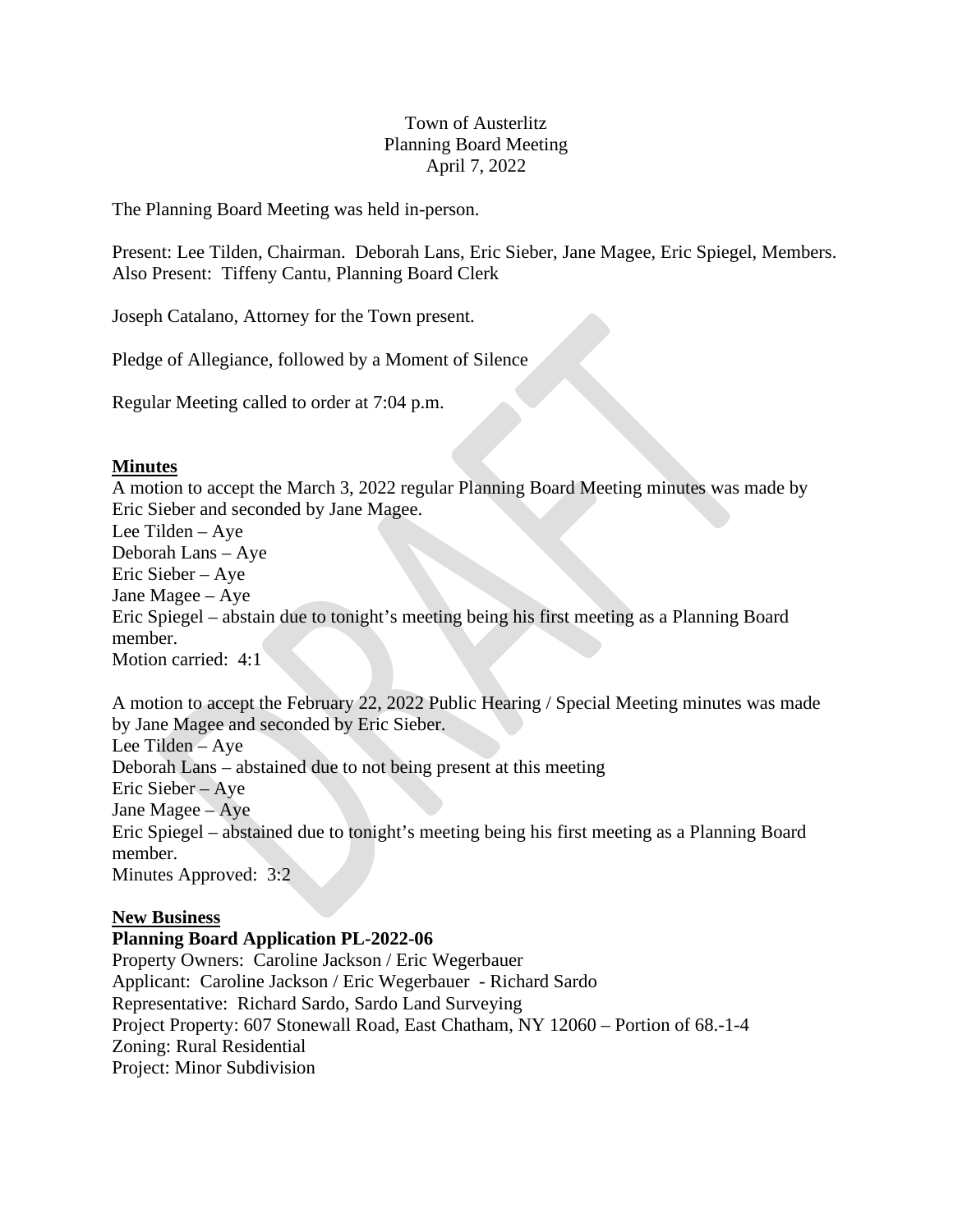Town of Austerlitz
Planning Board Meeting
April 7, 2022

The Planning Board Meeting was held in-person.

Present: Lee Tilden, Chairman. Deborah Lans, Eric Sieber, Jane Magee, Eric Spiegel, Members.
Also Present: Tiffeny Cantu, Planning Board Clerk

Joseph Catalano, Attorney for the Town present.

Pledge of Allegiance, followed by a Moment of Silence

Regular Meeting called to order at 7:04 p.m.

## Minutes

A motion to accept the March 3, 2022 regular Planning Board Meeting minutes was made by Eric Sieber and seconded by Jane Magee.
Lee Tilden – Aye
Deborah Lans – Aye
Eric Sieber – Aye
Jane Magee – Aye
Eric Spiegel – abstain due to tonight's meeting being his first meeting as a Planning Board member.
Motion carried: 4:1

A motion to accept the February 22, 2022 Public Hearing / Special Meeting minutes was made by Jane Magee and seconded by Eric Sieber.
Lee Tilden – Aye
Deborah Lans – abstained due to not being present at this meeting
Eric Sieber – Aye
Jane Magee – Aye
Eric Spiegel – abstained due to tonight's meeting being his first meeting as a Planning Board member.
Minutes Approved: 3:2

## New Business

### Planning Board Application PL-2022-06

Property Owners: Caroline Jackson / Eric Wegerbauer
Applicant: Caroline Jackson / Eric Wegerbauer - Richard Sardo
Representative: Richard Sardo, Sardo Land Surveying
Project Property: 607 Stonewall Road, East Chatham, NY 12060 – Portion of 68.-1-4
Zoning: Rural Residential
Project: Minor Subdivision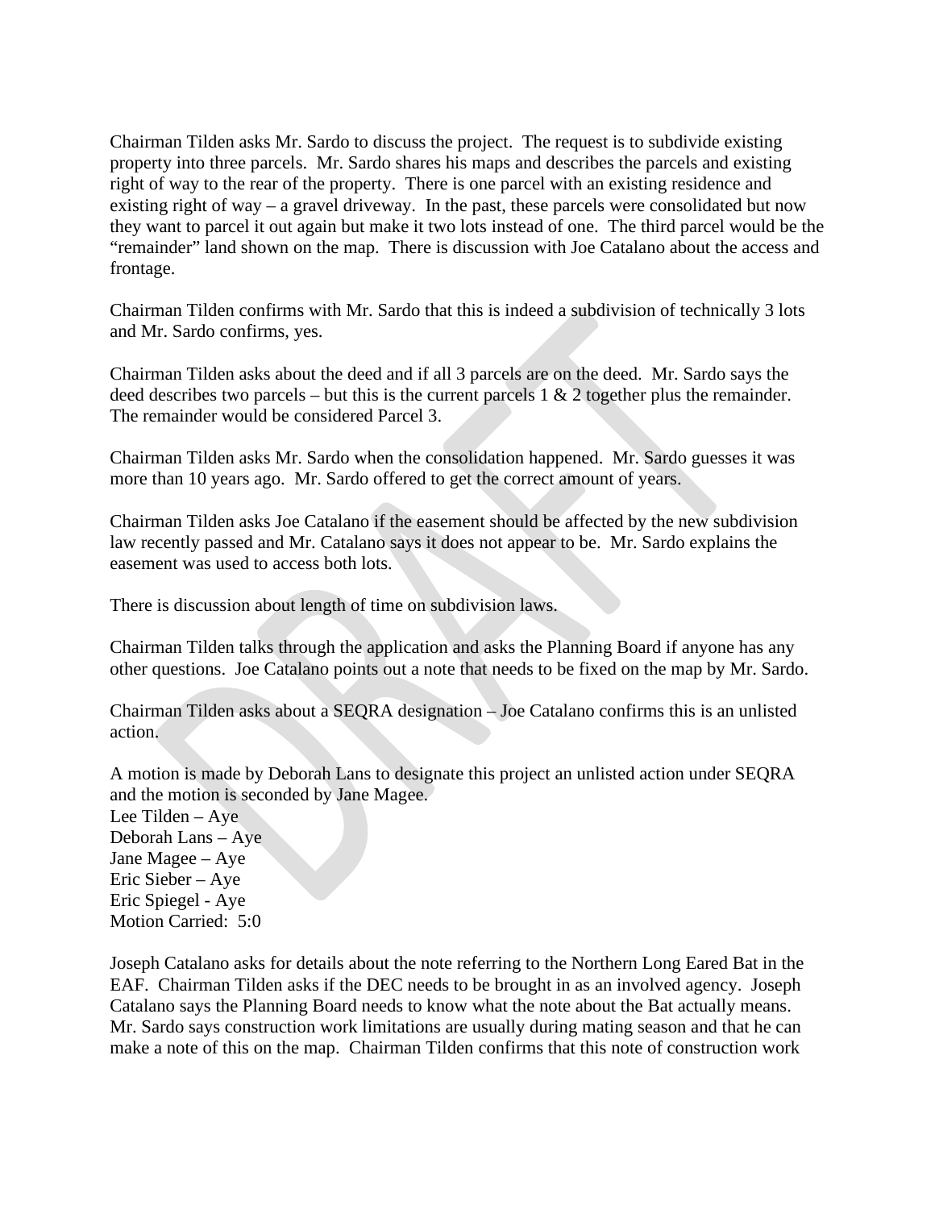Chairman Tilden asks Mr. Sardo to discuss the project. The request is to subdivide existing property into three parcels. Mr. Sardo shares his maps and describes the parcels and existing right of way to the rear of the property. There is one parcel with an existing residence and existing right of way – a gravel driveway. In the past, these parcels were consolidated but now they want to parcel it out again but make it two lots instead of one. The third parcel would be the "remainder" land shown on the map. There is discussion with Joe Catalano about the access and frontage.

Chairman Tilden confirms with Mr. Sardo that this is indeed a subdivision of technically 3 lots and Mr. Sardo confirms, yes.

Chairman Tilden asks about the deed and if all 3 parcels are on the deed. Mr. Sardo says the deed describes two parcels – but this is the current parcels 1 & 2 together plus the remainder. The remainder would be considered Parcel 3.

Chairman Tilden asks Mr. Sardo when the consolidation happened. Mr. Sardo guesses it was more than 10 years ago. Mr. Sardo offered to get the correct amount of years.

Chairman Tilden asks Joe Catalano if the easement should be affected by the new subdivision law recently passed and Mr. Catalano says it does not appear to be. Mr. Sardo explains the easement was used to access both lots.

There is discussion about length of time on subdivision laws.

Chairman Tilden talks through the application and asks the Planning Board if anyone has any other questions. Joe Catalano points out a note that needs to be fixed on the map by Mr. Sardo.

Chairman Tilden asks about a SEQRA designation – Joe Catalano confirms this is an unlisted action.

A motion is made by Deborah Lans to designate this project an unlisted action under SEQRA and the motion is seconded by Jane Magee.
Lee Tilden – Aye
Deborah Lans – Aye
Jane Magee – Aye
Eric Sieber – Aye
Eric Spiegel - Aye
Motion Carried: 5:0

Joseph Catalano asks for details about the note referring to the Northern Long Eared Bat in the EAF. Chairman Tilden asks if the DEC needs to be brought in as an involved agency. Joseph Catalano says the Planning Board needs to know what the note about the Bat actually means. Mr. Sardo says construction work limitations are usually during mating season and that he can make a note of this on the map. Chairman Tilden confirms that this note of construction work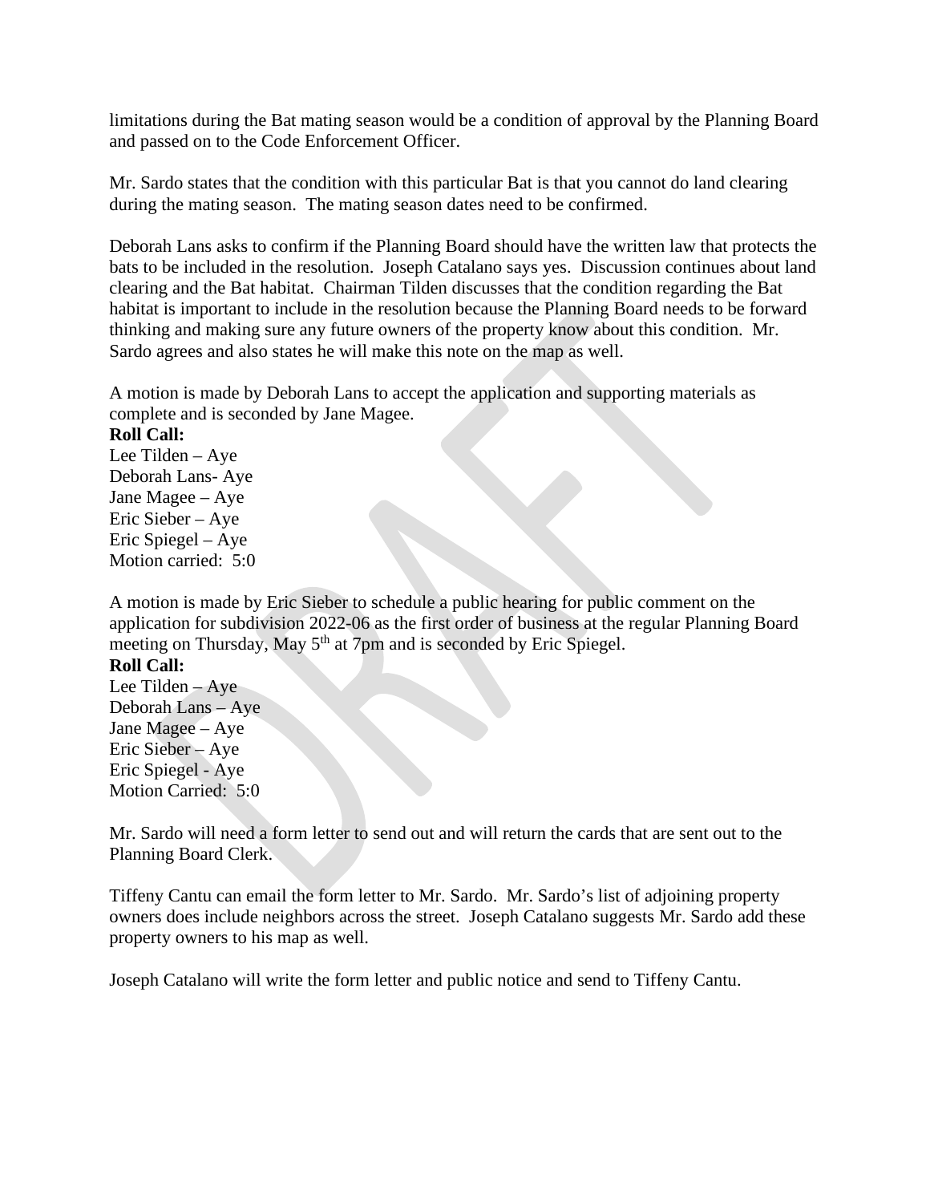limitations during the Bat mating season would be a condition of approval by the Planning Board and passed on to the Code Enforcement Officer.

Mr. Sardo states that the condition with this particular Bat is that you cannot do land clearing during the mating season. The mating season dates need to be confirmed.

Deborah Lans asks to confirm if the Planning Board should have the written law that protects the bats to be included in the resolution. Joseph Catalano says yes. Discussion continues about land clearing and the Bat habitat. Chairman Tilden discusses that the condition regarding the Bat habitat is important to include in the resolution because the Planning Board needs to be forward thinking and making sure any future owners of the property know about this condition. Mr. Sardo agrees and also states he will make this note on the map as well.

A motion is made by Deborah Lans to accept the application and supporting materials as complete and is seconded by Jane Magee.

**Roll Call:**
Lee Tilden – Aye
Deborah Lans- Aye
Jane Magee – Aye
Eric Sieber – Aye
Eric Spiegel – Aye
Motion carried: 5:0

A motion is made by Eric Sieber to schedule a public hearing for public comment on the application for subdivision 2022-06 as the first order of business at the regular Planning Board meeting on Thursday, May 5th at 7pm and is seconded by Eric Spiegel.

**Roll Call:**
Lee Tilden – Aye
Deborah Lans – Aye
Jane Magee – Aye
Eric Sieber – Aye
Eric Spiegel - Aye
Motion Carried: 5:0

Mr. Sardo will need a form letter to send out and will return the cards that are sent out to the Planning Board Clerk.

Tiffeny Cantu can email the form letter to Mr. Sardo. Mr. Sardo's list of adjoining property owners does include neighbors across the street. Joseph Catalano suggests Mr. Sardo add these property owners to his map as well.

Joseph Catalano will write the form letter and public notice and send to Tiffeny Cantu.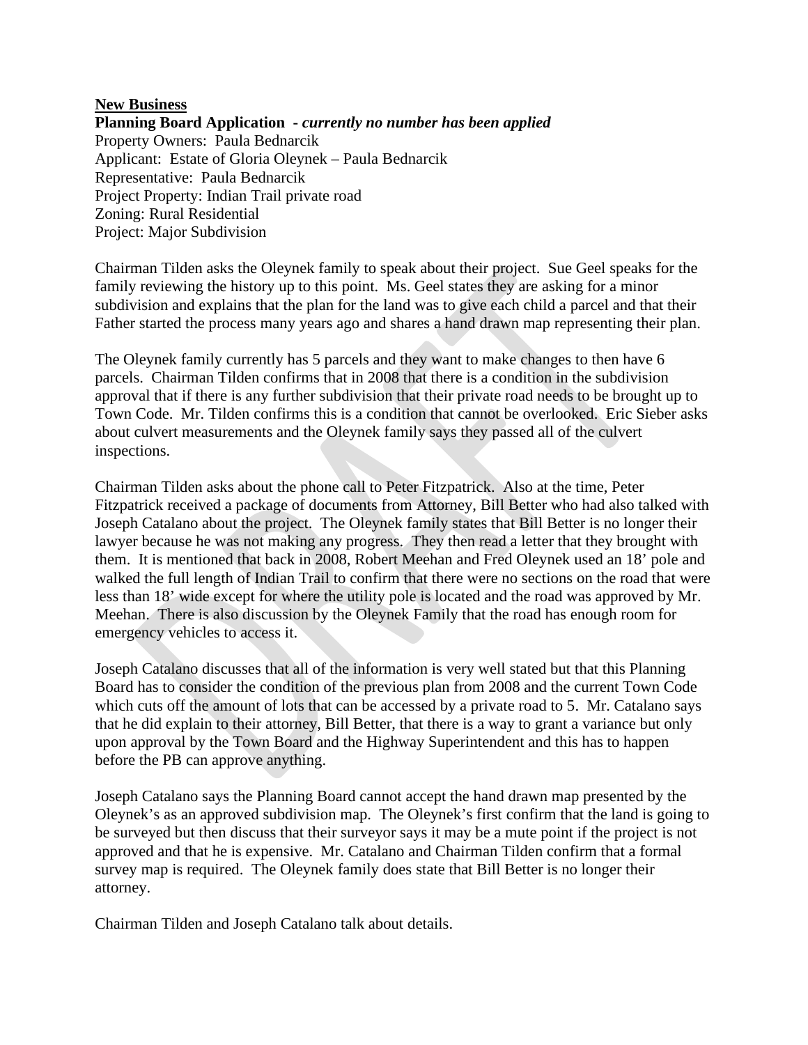**New Business**

**Planning Board Application** - ***currently no number has been applied***

Property Owners: Paula Bednarcik
Applicant: Estate of Gloria Oleynek – Paula Bednarcik
Representative: Paula Bednarcik
Project Property: Indian Trail private road
Zoning: Rural Residential
Project: Major Subdivision

Chairman Tilden asks the Oleynek family to speak about their project. Sue Geel speaks for the family reviewing the history up to this point. Ms. Geel states they are asking for a minor subdivision and explains that the plan for the land was to give each child a parcel and that their Father started the process many years ago and shares a hand drawn map representing their plan.

The Oleynek family currently has 5 parcels and they want to make changes to then have 6 parcels. Chairman Tilden confirms that in 2008 that there is a condition in the subdivision approval that if there is any further subdivision that their private road needs to be brought up to Town Code. Mr. Tilden confirms this is a condition that cannot be overlooked. Eric Sieber asks about culvert measurements and the Oleynek family says they passed all of the culvert inspections.

Chairman Tilden asks about the phone call to Peter Fitzpatrick. Also at the time, Peter Fitzpatrick received a package of documents from Attorney, Bill Better who had also talked with Joseph Catalano about the project. The Oleynek family states that Bill Better is no longer their lawyer because he was not making any progress. They then read a letter that they brought with them. It is mentioned that back in 2008, Robert Meehan and Fred Oleynek used an 18' pole and walked the full length of Indian Trail to confirm that there were no sections on the road that were less than 18' wide except for where the utility pole is located and the road was approved by Mr. Meehan. There is also discussion by the Oleynek Family that the road has enough room for emergency vehicles to access it.

Joseph Catalano discusses that all of the information is very well stated but that this Planning Board has to consider the condition of the previous plan from 2008 and the current Town Code which cuts off the amount of lots that can be accessed by a private road to 5. Mr. Catalano says that he did explain to their attorney, Bill Better, that there is a way to grant a variance but only upon approval by the Town Board and the Highway Superintendent and this has to happen before the PB can approve anything.

Joseph Catalano says the Planning Board cannot accept the hand drawn map presented by the Oleynek's as an approved subdivision map. The Oleynek's first confirm that the land is going to be surveyed but then discuss that their surveyor says it may be a mute point if the project is not approved and that he is expensive. Mr. Catalano and Chairman Tilden confirm that a formal survey map is required. The Oleynek family does state that Bill Better is no longer their attorney.

Chairman Tilden and Joseph Catalano talk about details.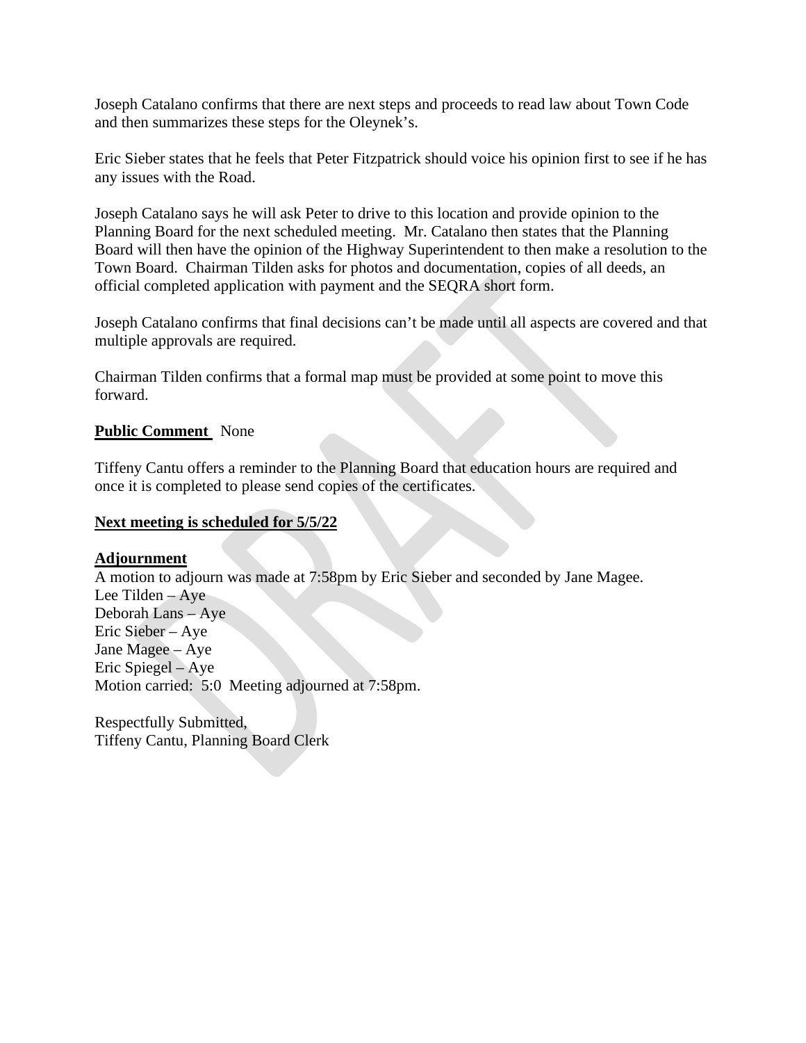Joseph Catalano confirms that there are next steps and proceeds to read law about Town Code and then summarizes these steps for the Oleynek's.

Eric Sieber states that he feels that Peter Fitzpatrick should voice his opinion first to see if he has any issues with the Road.

Joseph Catalano says he will ask Peter to drive to this location and provide opinion to the Planning Board for the next scheduled meeting. Mr. Catalano then states that the Planning Board will then have the opinion of the Highway Superintendent to then make a resolution to the Town Board. Chairman Tilden asks for photos and documentation, copies of all deeds, an official completed application with payment and the SEQRA short form.

Joseph Catalano confirms that final decisions can't be made until all aspects are covered and that multiple approvals are required.

Chairman Tilden confirms that a formal map must be provided at some point to move this forward.

**Public Comment** None

Tiffeny Cantu offers a reminder to the Planning Board that education hours are required and once it is completed to please send copies of the certificates.

**Next meeting is scheduled for 5/5/22**

**Adjournment**

A motion to adjourn was made at 7:58pm by Eric Sieber and seconded by Jane Magee.
Lee Tilden – Aye
Deborah Lans – Aye
Eric Sieber – Aye
Jane Magee – Aye
Eric Spiegel – Aye
Motion carried: 5:0 Meeting adjourned at 7:58pm.

Respectfully Submitted,
Tiffeny Cantu, Planning Board Clerk